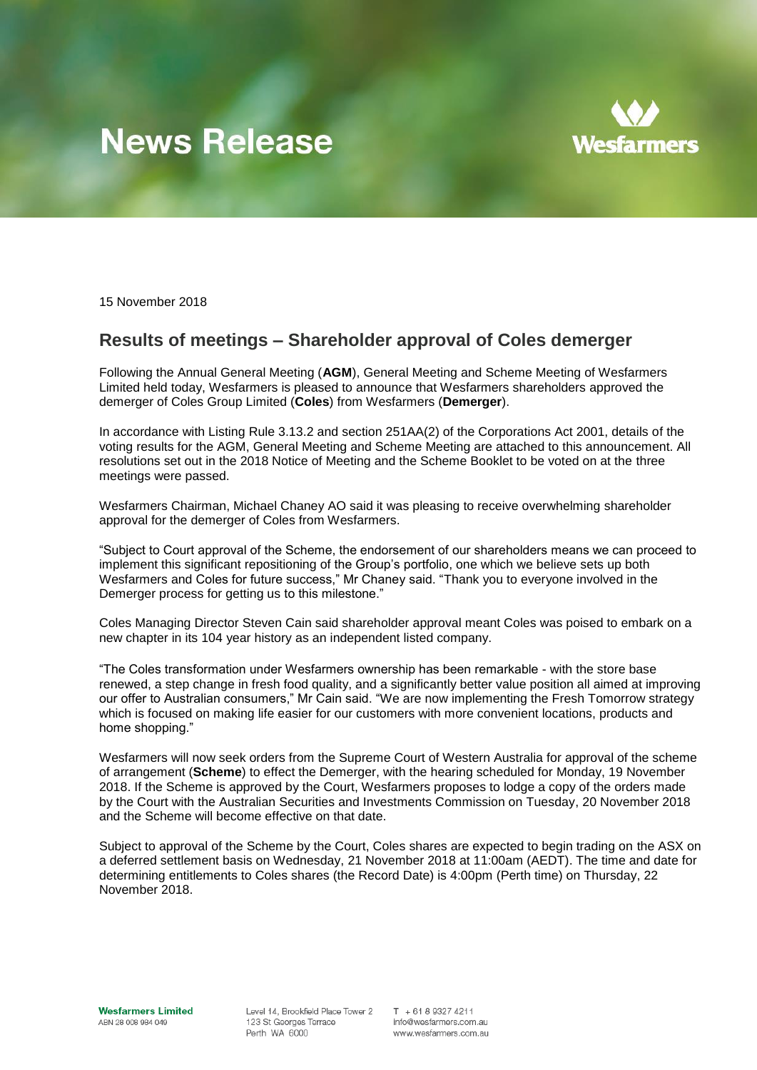# News Release

Wesfarmers

15 November 2018

## Results of meetings – Shareholder approval of Coles demerger

Following the Annual General Meeting (**AGM**), General Meeting and Scheme Meeting of Wesfarmers Limited held today, Wesfarmers is pleased to announce that Wesfarmers shareholders approved the demerger of Coles Group Limited (**Coles**) from Wesfarmers (**Demerger**).

In accordance with Listing Rule 3.13.2 and section 251AA(2) of the Corporations Act 2001, details of the voting results for the AGM, General Meeting and Scheme Meeting are attached to this announcement. All resolutions set out in the 2018 Notice of Meeting and the Scheme Booklet to be voted on at the three meetings were passed.

Wesfarmers Chairman, Michael Chaney AO said it was pleasing to receive overwhelming shareholder approval for the demerger of Coles from Wesfarmers.

"Subject to Court approval of the Scheme, the endorsement of our shareholders means we can proceed to implement this significant repositioning of the Group's portfolio, one which we believe sets up both Wesfarmers and Coles for future success," Mr Chaney said. "Thank you to everyone involved in the Demerger process for getting us to this milestone."

Coles Managing Director Steven Cain said shareholder approval meant Coles was poised to embark on a new chapter in its 104 year history as an independent listed company.

"The Coles transformation under Wesfarmers ownership has been remarkable - with the store base renewed, a step change in fresh food quality, and a significantly better value position all aimed at improving our offer to Australian consumers," Mr Cain said. "We are now implementing the Fresh Tomorrow strategy which is focused on making life easier for our customers with more convenient locations, products and home shopping."

Wesfarmers will now seek orders from the Supreme Court of Western Australia for approval of the scheme of arrangement (**Scheme**) to effect the Demerger, with the hearing scheduled for Monday, 19 November 2018. If the Scheme is approved by the Court, Wesfarmers proposes to lodge a copy of the orders made by the Court with the Australian Securities and Investments Commission on Tuesday, 20 November 2018 and the Scheme will become effective on that date.

Subject to approval of the Scheme by the Court, Coles shares are expected to begin trading on the ASX on a deferred settlement basis on Wednesday, 21 November 2018 at 11:00am (AEDT). The time and date for determining entitlements to Coles shares (the Record Date) is 4:00pm (Perth time) on Thursday, 22 November 2018.

**Wesfarmers Limited**
ABN 28 008 984 049

Level 14, Brookfield Place Tower 2
123 St Georges Terrace
Perth WA 6000

T + 61 8 9327 4211
info@wesfarmers.com.au
www.wesfarmers.com.au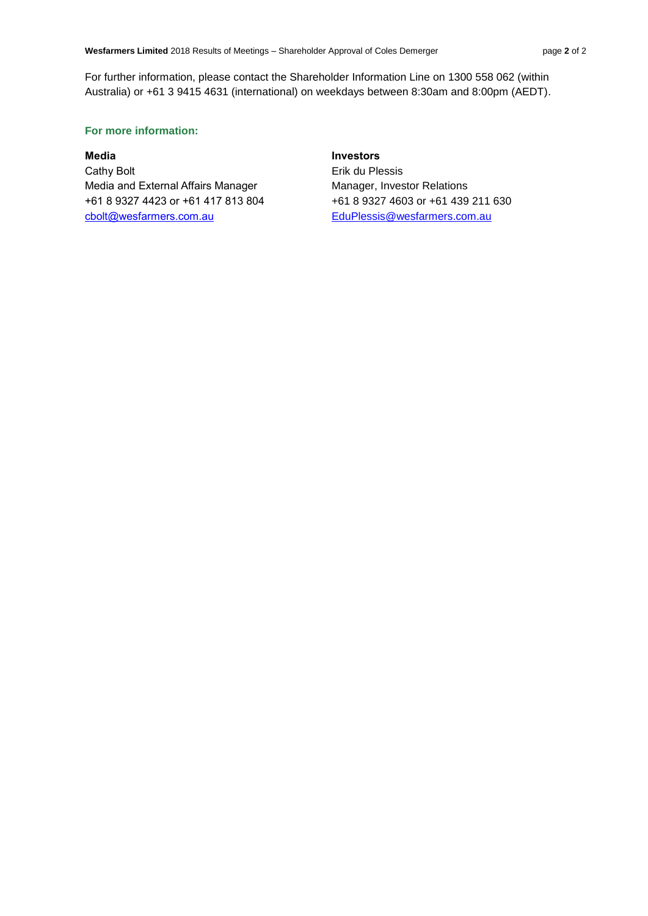For further information, please contact the Shareholder Information Line on 1300 558 062 (within Australia) or +61 3 9415 4631 (international) on weekdays between 8:30am and 8:00pm (AEDT).

**For more information:**

**Media**
Cathy Bolt
Media and External Affairs Manager
+61 8 9327 4423 or +61 417 813 804
cbolt@wesfarmers.com.au

**Investors**
Erik du Plessis
Manager, Investor Relations
+61 8 9327 4603 or +61 439 211 630
EduPlessis@wesfarmers.com.au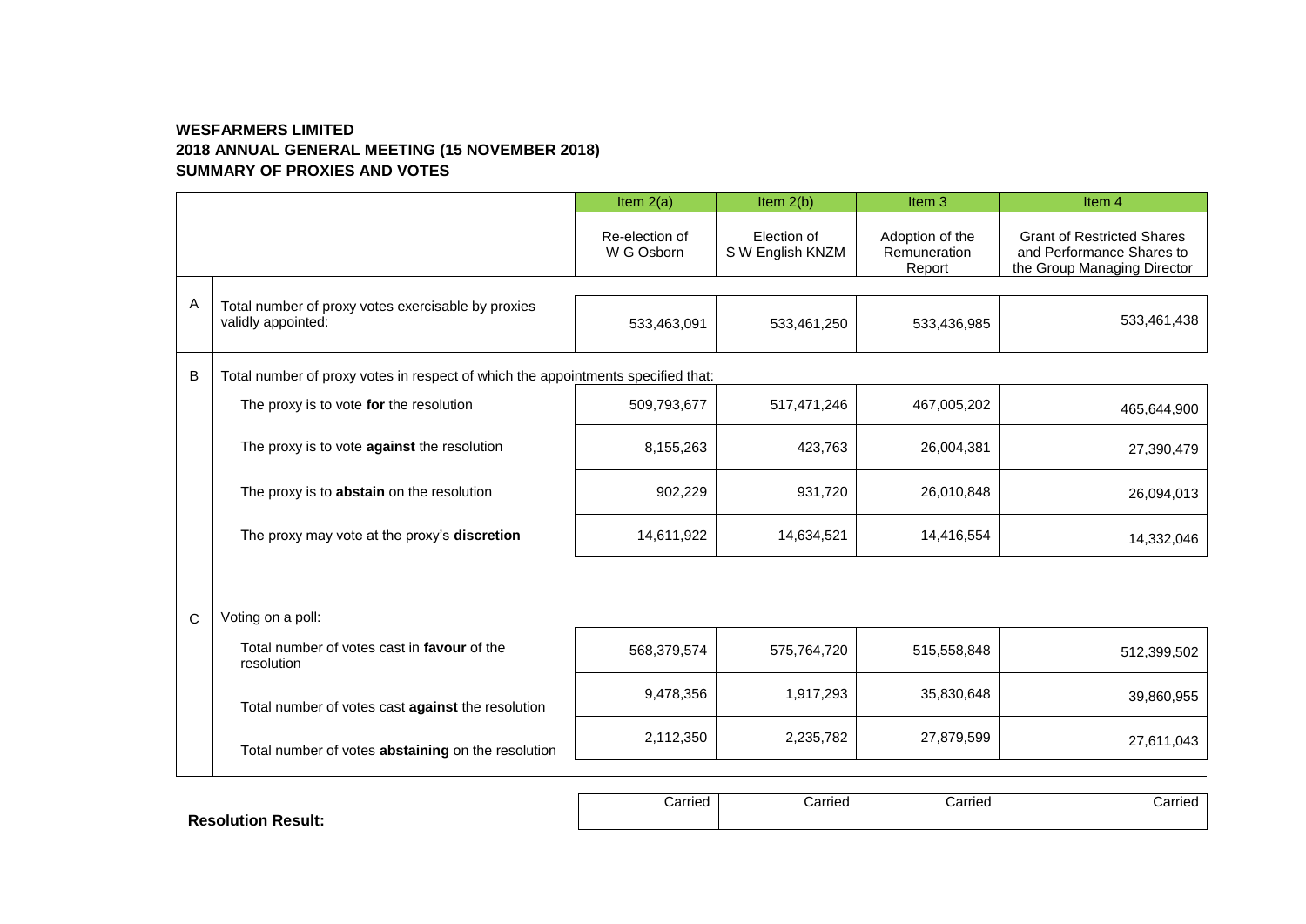**WESFARMERS LIMITED**
**2018 ANNUAL GENERAL MEETING (15 NOVEMBER 2018)**
**SUMMARY OF PROXIES AND VOTES**

| | | Item 2(a) | Item 2(b) | Item 3 | Item 4 |
|---|---|---|---|---|---|
| | | Re-election of W G Osborn | Election of S W English KNZM | Adoption of the Remuneration Report | Grant of Restricted Shares and Performance Shares to the Group Managing Director |
| A | Total number of proxy votes exercisable by proxies validly appointed: | 533,463,091 | 533,461,250 | 533,436,985 | 533,461,438 |
| B | Total number of proxy votes in respect of which the appointments specified that: | | | | |
| | The proxy is to vote **for** the resolution | 509,793,677 | 517,471,246 | 467,005,202 | 465,644,900 |
| | The proxy is to vote **against** the resolution | 8,155,263 | 423,763 | 26,004,381 | 27,390,479 |
| | The proxy is to **abstain** on the resolution | 902,229 | 931,720 | 26,010,848 | 26,094,013 |
| | The proxy may vote at the proxy's **discretion** | 14,611,922 | 14,634,521 | 14,416,554 | 14,332,046 |
| C | Voting on a poll: | | | | |
| | Total number of votes cast in **favour** of the resolution | 568,379,574 | 575,764,720 | 515,558,848 | 512,399,502 |
| | Total number of votes cast **against** the resolution | 9,478,356 | 1,917,293 | 35,830,648 | 39,860,955 |
| | Total number of votes **abstaining** on the resolution | 2,112,350 | 2,235,782 | 27,879,599 | 27,611,043 |
| | **Resolution Result:** | Carried | Carried | Carried | Carried |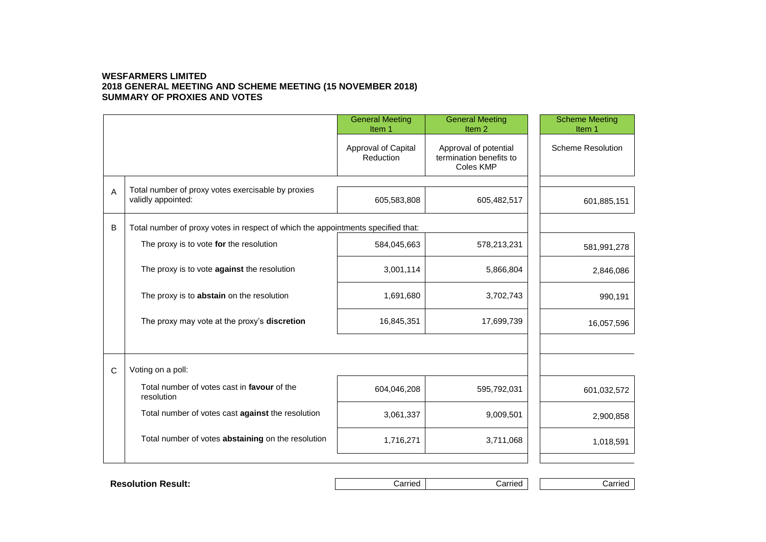**WESFARMERS LIMITED**
**2018 GENERAL MEETING AND SCHEME MEETING (15 NOVEMBER 2018)**
**SUMMARY OF PROXIES AND VOTES**

| | | General Meeting Item 1 | General Meeting Item 2 | Scheme Meeting Item 1 |
|---|---|---|---|---|
| | | Approval of Capital Reduction | Approval of potential termination benefits to Coles KMP | Scheme Resolution |
| A | Total number of proxy votes exercisable by proxies validly appointed: | 605,583,808 | 605,482,517 | 601,885,151 |
| B | Total number of proxy votes in respect of which the appointments specified that: | | | |
| | The proxy is to vote **for** the resolution | 584,045,663 | 578,213,231 | 581,991,278 |
| | The proxy is to vote **against** the resolution | 3,001,114 | 5,866,804 | 2,846,086 |
| | The proxy is to **abstain** on the resolution | 1,691,680 | 3,702,743 | 990,191 |
| | The proxy may vote at the proxy's **discretion** | 16,845,351 | 17,699,739 | 16,057,596 |
| C | Voting on a poll: | | | |
| | Total number of votes cast in **favour** of the resolution | 604,046,208 | 595,792,031 | 601,032,572 |
| | Total number of votes cast **against** the resolution | 3,061,337 | 9,009,501 | 2,900,858 |
| | Total number of votes **abstaining** on the resolution | 1,716,271 | 3,711,068 | 1,018,591 |
| | **Resolution Result:** | Carried | Carried | Carried |